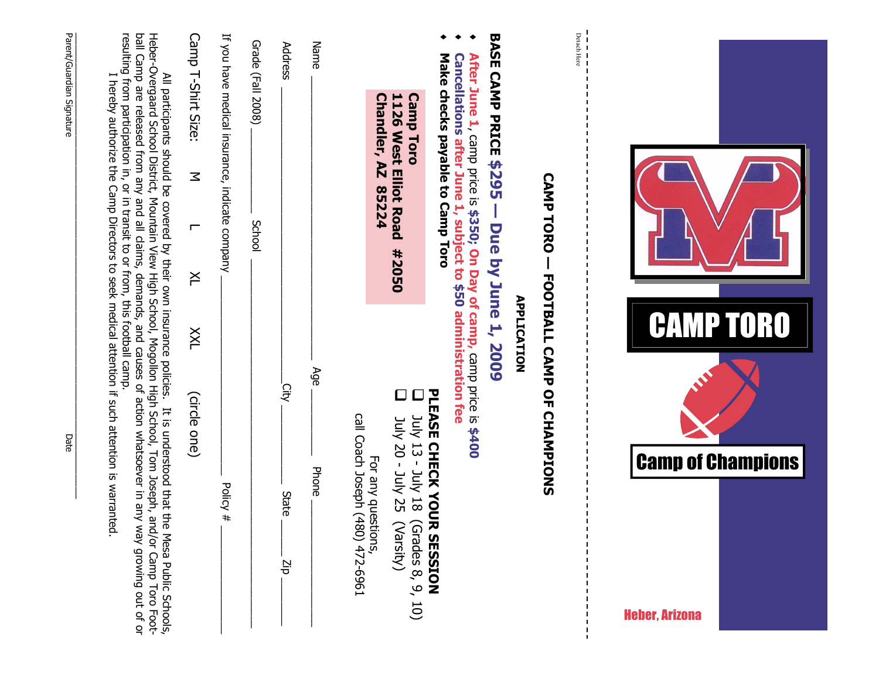CAMP TORO

Camp of Champions

Heber, Arizona

Detach Here

# CAMP TORO — FOOTBALL CAMP OF CHAMPIONS

## APPLICATION

**BASE CAMP PRICE $295 — Due by June 1, 2009**

- **After June 1**, camp price is **$350; On Day of camp,** camp price is **$400**
- **Cancellations after June 1, subject to $50 administration fee**
- **Make checks payable to Camp Toro**

**Camp Toro**
**1126 West Elliot Road #2050**
**Chandler, AZ 85224**

**PLEASE CHECK YOUR SESSION**

- ☐ July 13 - July 18 (Grades 8, 9, 10)
- ☐ July 20 - July 25 (Varsity)

For any questions,
call Coach Joseph (480) 472-6961

Name ______________________ Age __________ Phone ______________

Address ______________________ City __________ State ______ Zip ______

Grade (Fall 2008) __________ School ______________________

If you have medical insurance, indicate company ______________________ Policy # ______________

Camp T-Shirt Size: M L XL XXL (circle one)

All participants should be covered by their own insurance policies. It is understood that the Mesa Public Schools, Heber-Overgaard School District, Mountain View High School, Mogollon High School, Tom Joseph, and/or Camp Toro Football Camp are released from any and all claims, demands, and causes of action whatsoever in any way growing out of or resulting from participation in, or in transit to or from, this football camp.

I hereby authorize the Camp Directors to seek medical attention if such attention is warranted.

Parent/Guardian Signature ______________________ Date ______________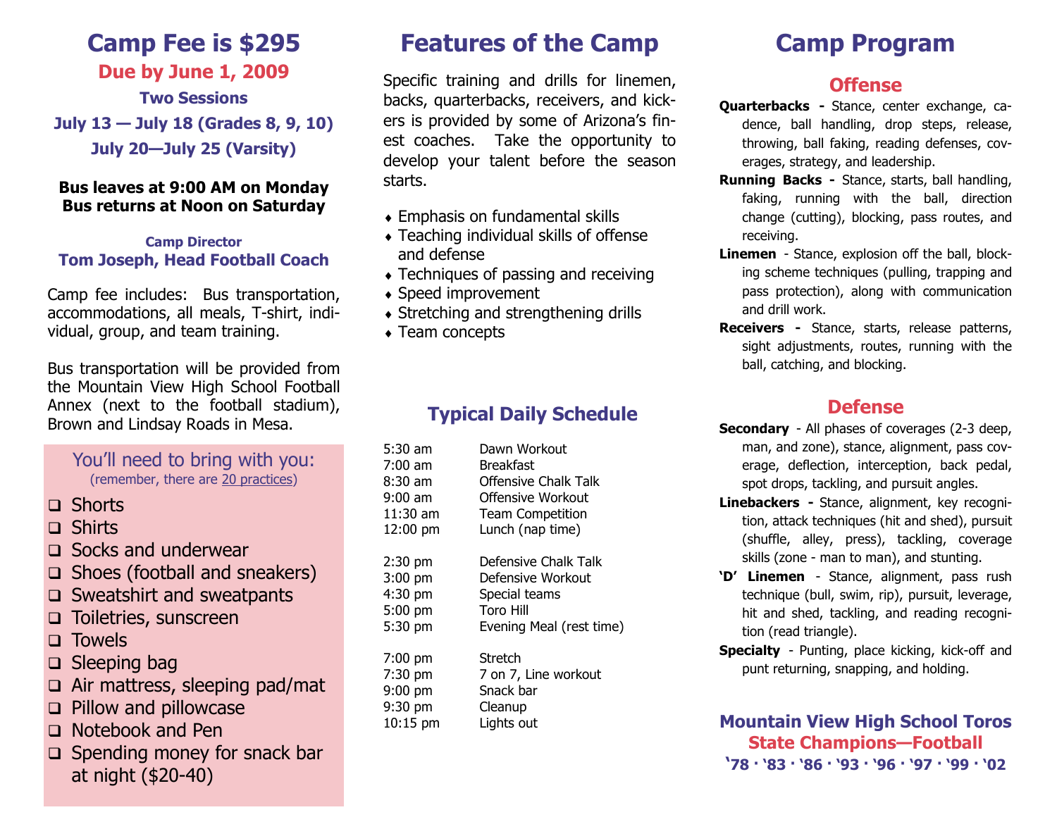# Camp Fee is $295

**Due by June 1, 2009**

**Two Sessions**

**July 13 — July 18 (Grades 8, 9, 10)**

**July 20—July 25 (Varsity)**

**Bus leaves at 9:00 AM on Monday**
**Bus returns at Noon on Saturday**

**Camp Director**
**Tom Joseph, Head Football Coach**

Camp fee includes: Bus transportation, accommodations, all meals, T-shirt, individual, group, and team training.

Bus transportation will be provided from the Mountain View High School Football Annex (next to the football stadium), Brown and Lindsay Roads in Mesa.

### You'll need to bring with you:

(remember, there are 20 practices)

- ❑ Shorts
- ❑ Shirts
- ❑ Socks and underwear
- ❑ Shoes (football and sneakers)
- ❑ Sweatshirt and sweatpants
- ❑ Toiletries, sunscreen
- ❑ Towels
- ❑ Sleeping bag
- ❑ Air mattress, sleeping pad/mat
- ❑ Pillow and pillowcase
- ❑ Notebook and Pen
- ❑ Spending money for snack bar at night ($20-40)

# Features of the Camp

Specific training and drills for linemen, backs, quarterbacks, receivers, and kickers is provided by some of Arizona's finest coaches. Take the opportunity to develop your talent before the season starts.

- Emphasis on fundamental skills
- Teaching individual skills of offense and defense
- Techniques of passing and receiving
- Speed improvement
- Stretching and strengthening drills
- Team concepts

## Typical Daily Schedule

| | |
|---|---|
| 5:30 am | Dawn Workout |
| 7:00 am | Breakfast |
| 8:30 am | Offensive Chalk Talk |
| 9:00 am | Offensive Workout |
| 11:30 am | Team Competition |
| 12:00 pm | Lunch (nap time) |
| 2:30 pm | Defensive Chalk Talk |
| 3:00 pm | Defensive Workout |
| 4:30 pm | Special teams |
| 5:00 pm | Toro Hill |
| 5:30 pm | Evening Meal (rest time) |
| 7:00 pm | Stretch |
| 7:30 pm | 7 on 7, Line workout |
| 9:00 pm | Snack bar |
| 9:30 pm | Cleanup |
| 10:15 pm | Lights out |

# Camp Program

## Offense

**Quarterbacks -** Stance, center exchange, cadence, ball handling, drop steps, release, throwing, ball faking, reading defenses, coverages, strategy, and leadership.

**Running Backs -** Stance, starts, ball handling, faking, running with the ball, direction change (cutting), blocking, pass routes, and receiving.

**Linemen** - Stance, explosion off the ball, blocking scheme techniques (pulling, trapping and pass protection), along with communication and drill work.

**Receivers -** Stance, starts, release patterns, sight adjustments, routes, running with the ball, catching, and blocking.

## Defense

**Secondary** - All phases of coverages (2-3 deep, man, and zone), stance, alignment, pass coverage, deflection, interception, back pedal, spot drops, tackling, and pursuit angles.

**Linebackers -** Stance, alignment, key recognition, attack techniques (hit and shed), pursuit (shuffle, alley, press), tackling, coverage skills (zone - man to man), and stunting.

**'D' Linemen** - Stance, alignment, pass rush technique (bull, swim, rip), pursuit, leverage, hit and shed, tackling, and reading recognition (read triangle).

**Specialty** - Punting, place kicking, kick-off and punt returning, snapping, and holding.

**Mountain View High School Toros**
**State Champions—Football**
**'78 · '83 · '86 · '93 · '96 · '97 · '99 · '02**